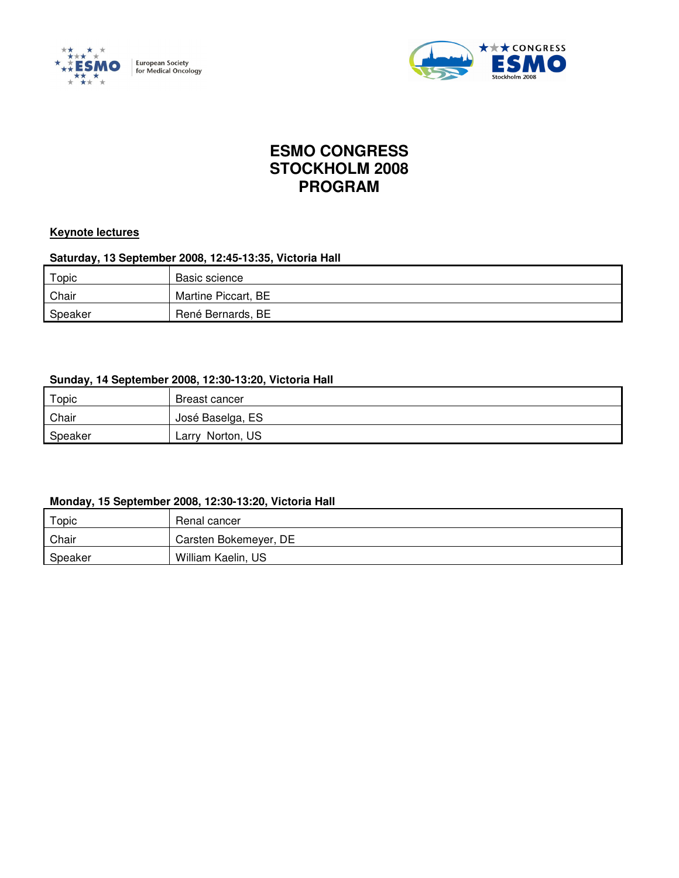# ESMO CONGRESS STOCKHOLM 2008 PROGRAM

## Keynote lectures

**Saturday, 13 September 2008, 12:45-13:35, Victoria Hall**

| Topic | Basic science |
|---|---|
| Chair | Martine Piccart, BE |
| Speaker | René Bernards, BE |

**Sunday, 14 September 2008, 12:30-13:20, Victoria Hall**

| Topic | Breast cancer |
|---|---|
| Chair | José Baselga, ES |
| Speaker | Larry Norton, US |

**Monday, 15 September 2008, 12:30-13:20, Victoria Hall**

| Topic | Renal cancer |
|---|---|
| Chair | Carsten Bokemeyer, DE |
| Speaker | William Kaelin, US |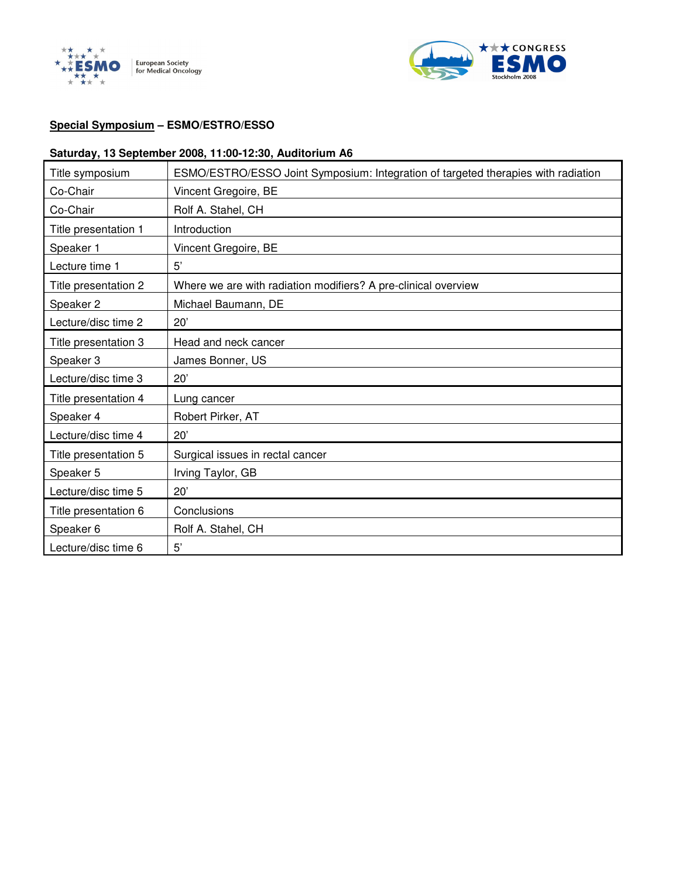**<u>Special Symposium</u> – ESMO/ESTRO/ESSO**

**Saturday, 13 September 2008, 11:00-12:30, Auditorium A6**

| Title symposium | ESMO/ESTRO/ESSO Joint Symposium: Integration of targeted therapies with radiation |
|---|---|
| Co-Chair | Vincent Gregoire, BE |
| Co-Chair | Rolf A. Stahel, CH |
| Title presentation 1 | Introduction |
| Speaker 1 | Vincent Gregoire, BE |
| Lecture time 1 | 5' |
| Title presentation 2 | Where we are with radiation modifiers? A pre-clinical overview |
| Speaker 2 | Michael Baumann, DE |
| Lecture/disc time 2 | 20' |
| Title presentation 3 | Head and neck cancer |
| Speaker 3 | James Bonner, US |
| Lecture/disc time 3 | 20' |
| Title presentation 4 | Lung cancer |
| Speaker 4 | Robert Pirker, AT |
| Lecture/disc time 4 | 20' |
| Title presentation 5 | Surgical issues in rectal cancer |
| Speaker 5 | Irving Taylor, GB |
| Lecture/disc time 5 | 20' |
| Title presentation 6 | Conclusions |
| Speaker 6 | Rolf A. Stahel, CH |
| Lecture/disc time 6 | 5' |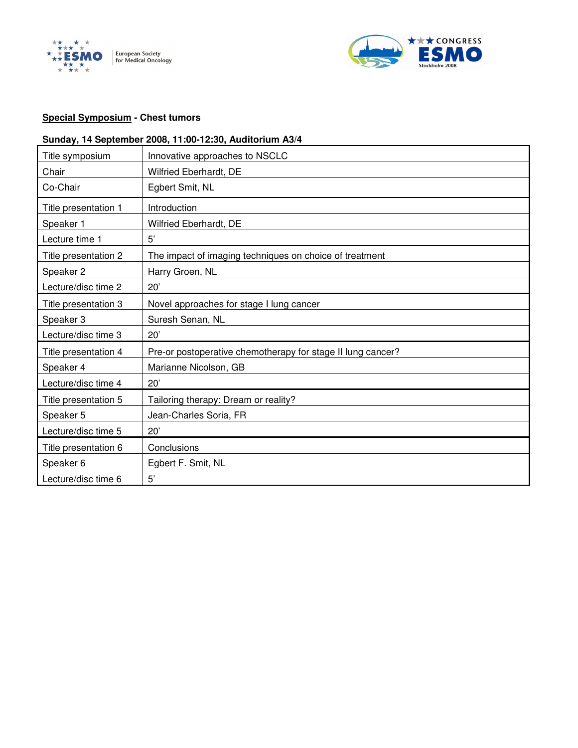**Special Symposium - Chest tumors**

**Sunday, 14 September 2008, 11:00-12:30, Auditorium A3/4**

| | |
|---|---|
| Title symposium | Innovative approaches to NSCLC |
| Chair | Wilfried Eberhardt, DE |
| Co-Chair | Egbert Smit, NL |
| Title presentation 1 | Introduction |
| Speaker 1 | Wilfried Eberhardt, DE |
| Lecture time 1 | 5' |
| Title presentation 2 | The impact of imaging techniques on choice of treatment |
| Speaker 2 | Harry Groen, NL |
| Lecture/disc time 2 | 20' |
| Title presentation 3 | Novel approaches for stage I lung cancer |
| Speaker 3 | Suresh Senan, NL |
| Lecture/disc time 3 | 20' |
| Title presentation 4 | Pre-or postoperative chemotherapy for stage II lung cancer? |
| Speaker 4 | Marianne Nicolson, GB |
| Lecture/disc time 4 | 20' |
| Title presentation 5 | Tailoring therapy: Dream or reality? |
| Speaker 5 | Jean-Charles Soria, FR |
| Lecture/disc time 5 | 20' |
| Title presentation 6 | Conclusions |
| Speaker 6 | Egbert F. Smit, NL |
| Lecture/disc time 6 | 5' |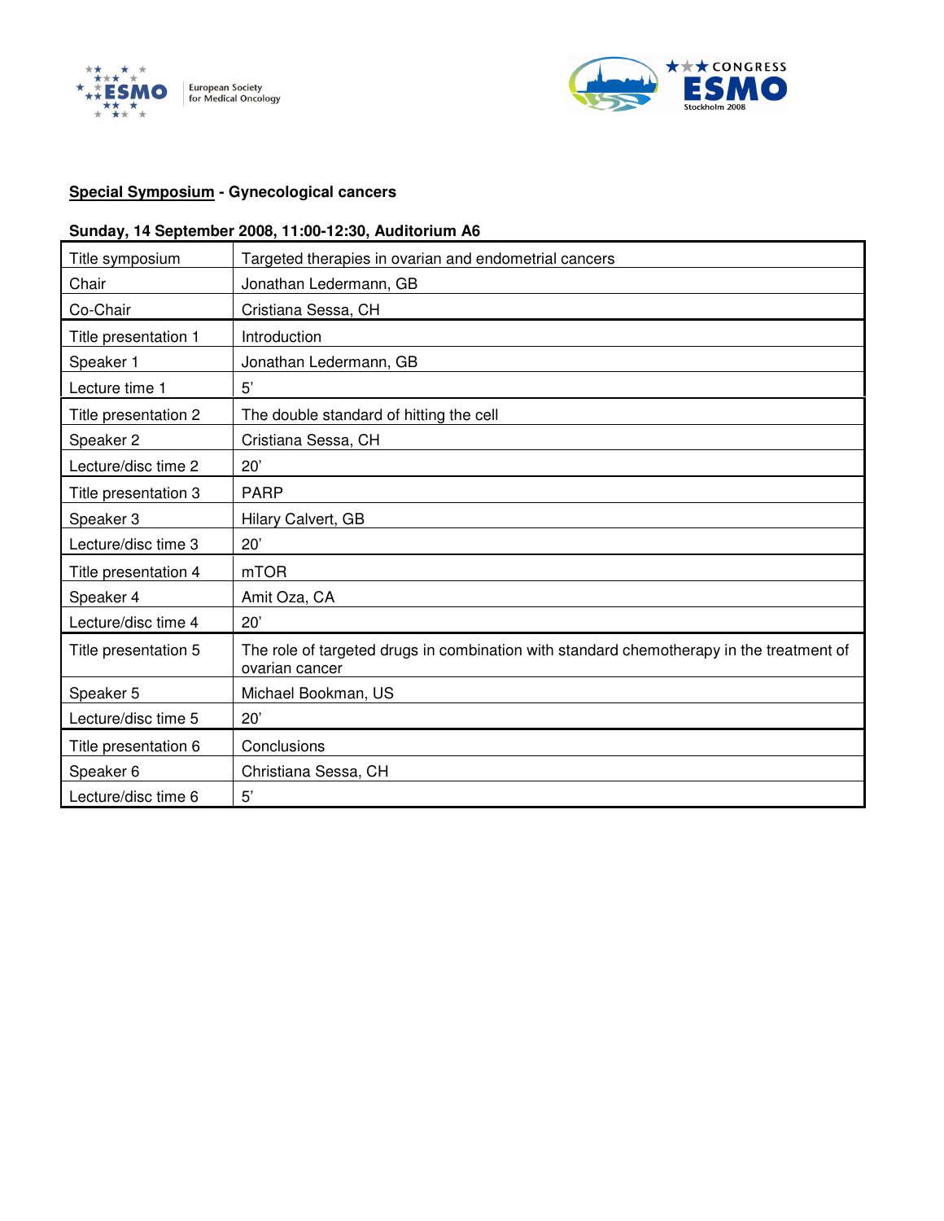**Special Symposium** - **Gynecological cancers**

**Sunday, 14 September 2008, 11:00-12:30, Auditorium A6**

| Title symposium | Targeted therapies in ovarian and endometrial cancers |
|---|---|
| Chair | Jonathan Ledermann, GB |
| Co-Chair | Cristiana Sessa, CH |
| Title presentation 1 | Introduction |
| Speaker 1 | Jonathan Ledermann, GB |
| Lecture time 1 | 5' |
| Title presentation 2 | The double standard of hitting the cell |
| Speaker 2 | Cristiana Sessa, CH |
| Lecture/disc time 2 | 20' |
| Title presentation 3 | PARP |
| Speaker 3 | Hilary Calvert, GB |
| Lecture/disc time 3 | 20' |
| Title presentation 4 | mTOR |
| Speaker 4 | Amit Oza, CA |
| Lecture/disc time 4 | 20' |
| Title presentation 5 | The role of targeted drugs in combination with standard chemotherapy in the treatment of ovarian cancer |
| Speaker 5 | Michael Bookman, US |
| Lecture/disc time 5 | 20' |
| Title presentation 6 | Conclusions |
| Speaker 6 | Christiana Sessa, CH |
| Lecture/disc time 6 | 5' |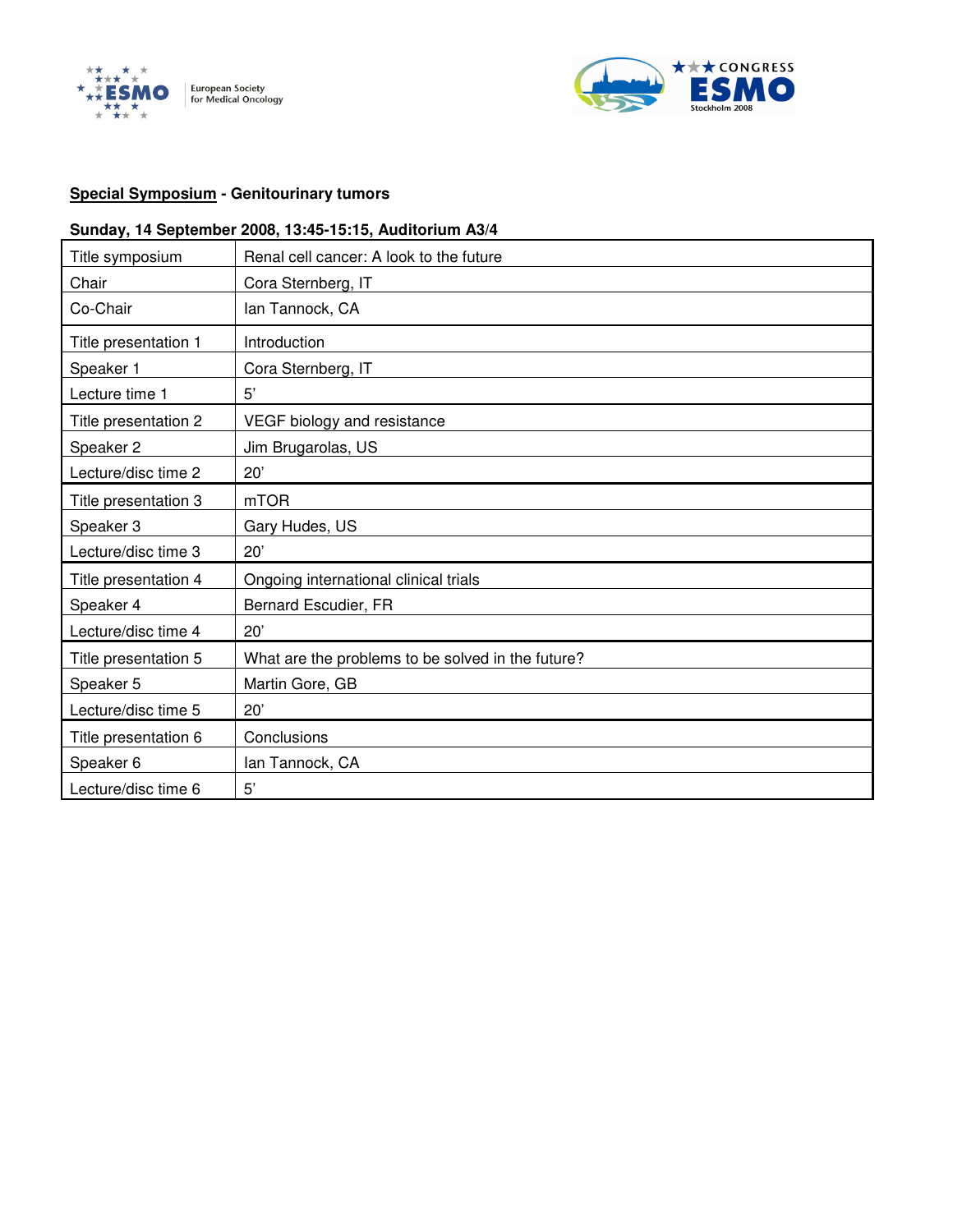**Special Symposium - Genitourinary tumors**

**Sunday, 14 September 2008, 13:45-15:15, Auditorium A3/4**

| Title symposium | Renal cell cancer: A look to the future |
|---|---|
| Chair | Cora Sternberg, IT |
| Co-Chair | Ian Tannock, CA |
| Title presentation 1 | Introduction |
| Speaker 1 | Cora Sternberg, IT |
| Lecture time 1 | 5’ |
| Title presentation 2 | VEGF biology and resistance |
| Speaker 2 | Jim Brugarolas, US |
| Lecture/disc time 2 | 20’ |
| Title presentation 3 | mTOR |
| Speaker 3 | Gary Hudes, US |
| Lecture/disc time 3 | 20’ |
| Title presentation 4 | Ongoing international clinical trials |
| Speaker 4 | Bernard Escudier, FR |
| Lecture/disc time 4 | 20’ |
| Title presentation 5 | What are the problems to be solved in the future? |
| Speaker 5 | Martin Gore, GB |
| Lecture/disc time 5 | 20’ |
| Title presentation 6 | Conclusions |
| Speaker 6 | Ian Tannock, CA |
| Lecture/disc time 6 | 5’ |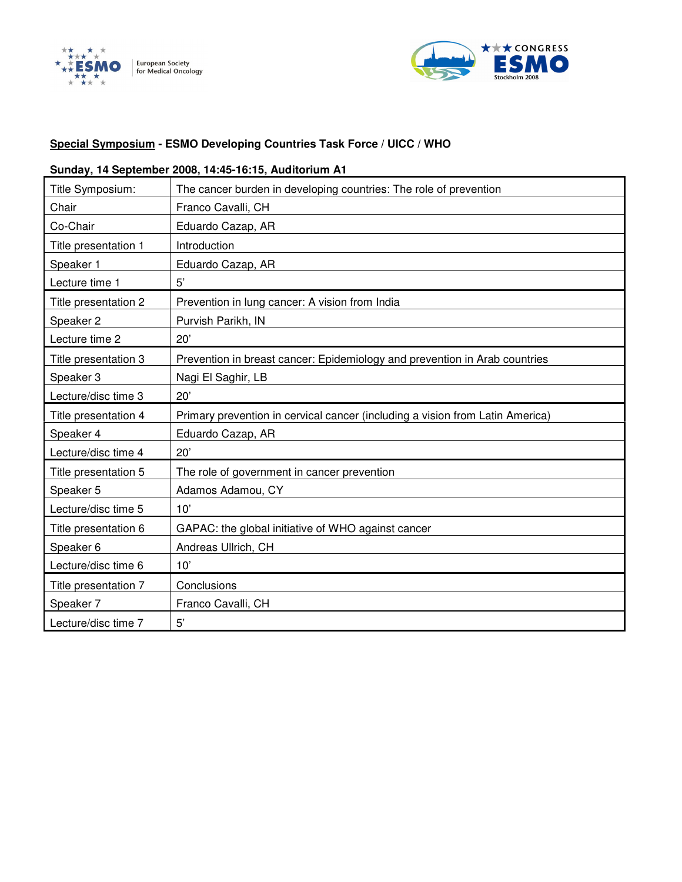**<u>Special Symposium</u> - ESMO Developing Countries Task Force / UICC / WHO**

**Sunday, 14 September 2008, 14:45-16:15, Auditorium A1**

| Title Symposium: | The cancer burden in developing countries: The role of prevention |
|---|---|
| Chair | Franco Cavalli, CH |
| Co-Chair | Eduardo Cazap, AR |
| Title presentation 1 | Introduction |
| Speaker 1 | Eduardo Cazap, AR |
| Lecture time 1 | 5' |
| Title presentation 2 | Prevention in lung cancer: A vision from India |
| Speaker 2 | Purvish Parikh, IN |
| Lecture time 2 | 20' |
| Title presentation 3 | Prevention in breast cancer: Epidemiology and prevention in Arab countries |
| Speaker 3 | Nagi El Saghir, LB |
| Lecture/disc time 3 | 20' |
| Title presentation 4 | Primary prevention in cervical cancer (including a vision from Latin America) |
| Speaker 4 | Eduardo Cazap, AR |
| Lecture/disc time 4 | 20' |
| Title presentation 5 | The role of government in cancer prevention |
| Speaker 5 | Adamos Adamou, CY |
| Lecture/disc time 5 | 10' |
| Title presentation 6 | GAPAC: the global initiative of WHO against cancer |
| Speaker 6 | Andreas Ullrich, CH |
| Lecture/disc time 6 | 10' |
| Title presentation 7 | Conclusions |
| Speaker 7 | Franco Cavalli, CH |
| Lecture/disc time 7 | 5' |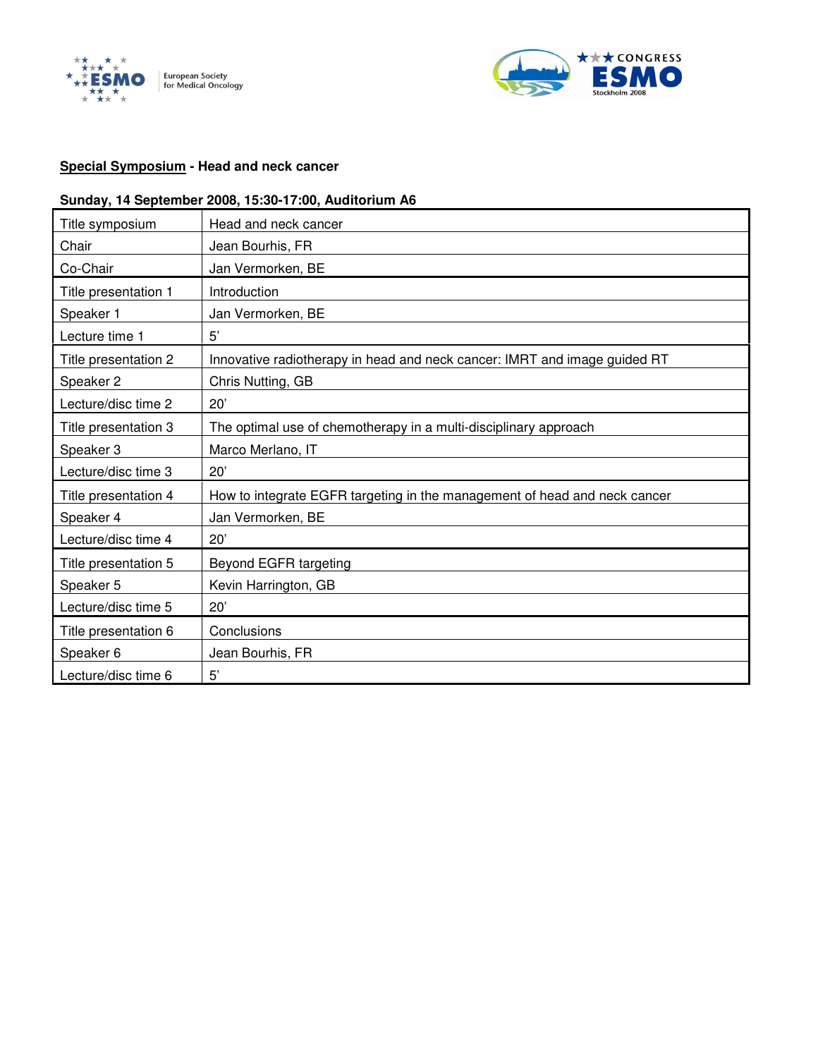**Special Symposium** - **Head and neck cancer**

**Sunday, 14 September 2008, 15:30-17:00, Auditorium A6**

| | |
|---|---|
| Title symposium | Head and neck cancer |
| Chair | Jean Bourhis, FR |
| Co-Chair | Jan Vermorken, BE |
| Title presentation 1 | Introduction |
| Speaker 1 | Jan Vermorken, BE |
| Lecture time 1 | 5' |
| Title presentation 2 | Innovative radiotherapy in head and neck cancer: IMRT and image guided RT |
| Speaker 2 | Chris Nutting, GB |
| Lecture/disc time 2 | 20' |
| Title presentation 3 | The optimal use of chemotherapy in a multi-disciplinary approach |
| Speaker 3 | Marco Merlano, IT |
| Lecture/disc time 3 | 20' |
| Title presentation 4 | How to integrate EGFR targeting in the management of head and neck cancer |
| Speaker 4 | Jan Vermorken, BE |
| Lecture/disc time 4 | 20' |
| Title presentation 5 | Beyond EGFR targeting |
| Speaker 5 | Kevin Harrington, GB |
| Lecture/disc time 5 | 20' |
| Title presentation 6 | Conclusions |
| Speaker 6 | Jean Bourhis, FR |
| Lecture/disc time 6 | 5' |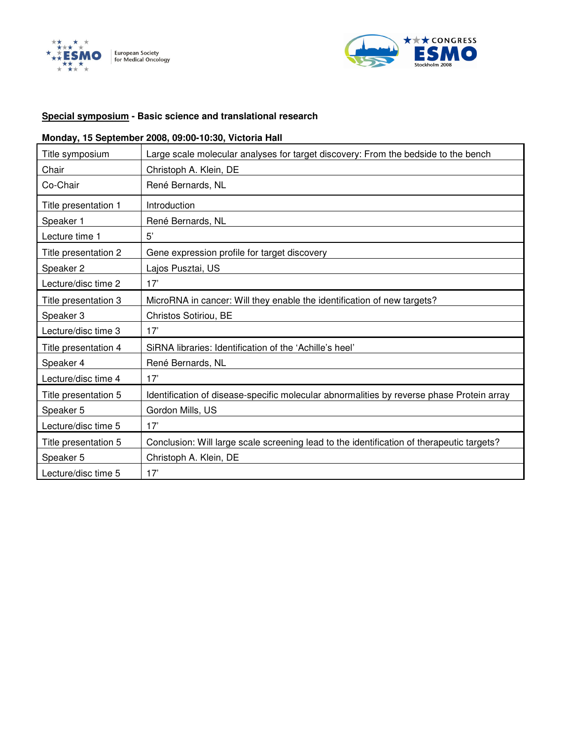**<u>Special symposium</u> - Basic science and translational research**

**Monday, 15 September 2008, 09:00-10:30, Victoria Hall**

| Title symposium | Large scale molecular analyses for target discovery: From the bedside to the bench |
|---|---|
| Chair | Christoph A. Klein, DE |
| Co-Chair | René Bernards, NL |
| Title presentation 1 | Introduction |
| Speaker 1 | René Bernards, NL |
| Lecture time 1 | 5' |
| Title presentation 2 | Gene expression profile for target discovery |
| Speaker 2 | Lajos Pusztai, US |
| Lecture/disc time 2 | 17' |
| Title presentation 3 | MicroRNA in cancer: Will they enable the identification of new targets? |
| Speaker 3 | Christos Sotiriou, BE |
| Lecture/disc time 3 | 17' |
| Title presentation 4 | SiRNA libraries: Identification of the 'Achille's heel' |
| Speaker 4 | René Bernards, NL |
| Lecture/disc time 4 | 17' |
| Title presentation 5 | Identification of disease-specific molecular abnormalities by reverse phase Protein array |
| Speaker 5 | Gordon Mills, US |
| Lecture/disc time 5 | 17' |
| Title presentation 5 | Conclusion: Will large scale screening lead to the identification of therapeutic targets? |
| Speaker 5 | Christoph A. Klein, DE |
| Lecture/disc time 5 | 17' |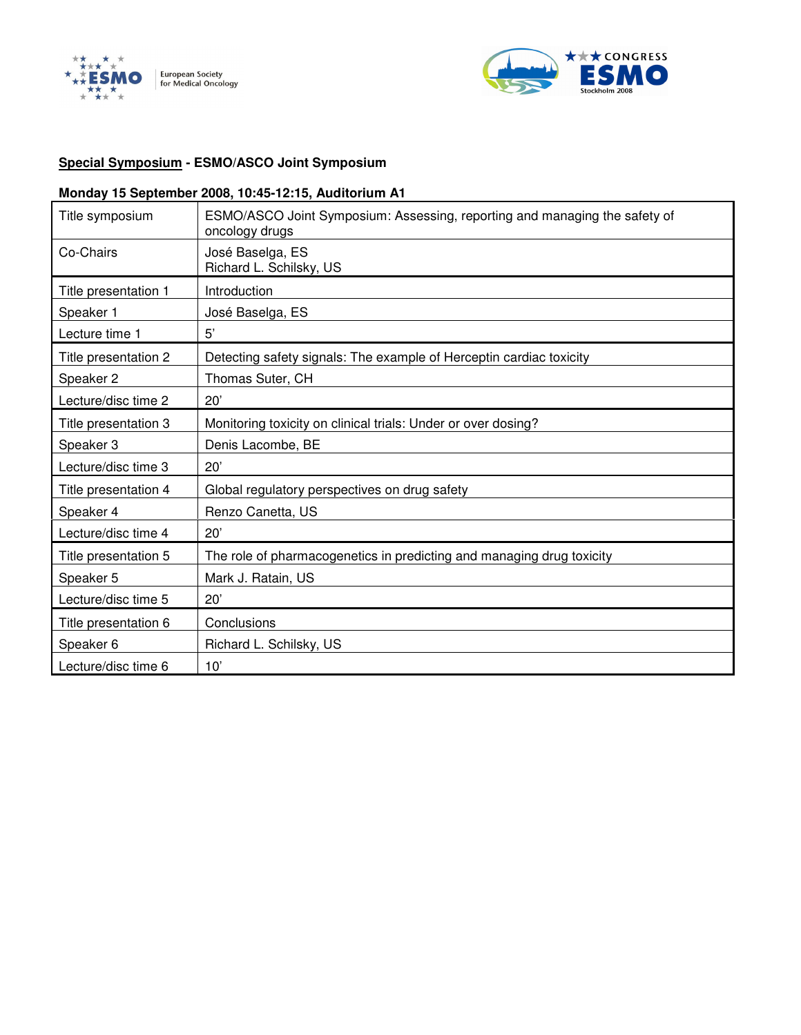**Special Symposium - ESMO/ASCO Joint Symposium**

**Monday 15 September 2008, 10:45-12:15, Auditorium A1**

| Title symposium | ESMO/ASCO Joint Symposium: Assessing, reporting and managing the safety of oncology drugs |
|---|---|
| Co-Chairs | José Baselga, ES<br>Richard L. Schilsky, US |
| Title presentation 1 | Introduction |
| Speaker 1 | José Baselga, ES |
| Lecture time 1 | 5' |
| Title presentation 2 | Detecting safety signals: The example of Herceptin cardiac toxicity |
| Speaker 2 | Thomas Suter, CH |
| Lecture/disc time 2 | 20' |
| Title presentation 3 | Monitoring toxicity on clinical trials: Under or over dosing? |
| Speaker 3 | Denis Lacombe, BE |
| Lecture/disc time 3 | 20' |
| Title presentation 4 | Global regulatory perspectives on drug safety |
| Speaker 4 | Renzo Canetta, US |
| Lecture/disc time 4 | 20' |
| Title presentation 5 | The role of pharmacogenetics in predicting and managing drug toxicity |
| Speaker 5 | Mark J. Ratain, US |
| Lecture/disc time 5 | 20' |
| Title presentation 6 | Conclusions |
| Speaker 6 | Richard L. Schilsky, US |
| Lecture/disc time 6 | 10' |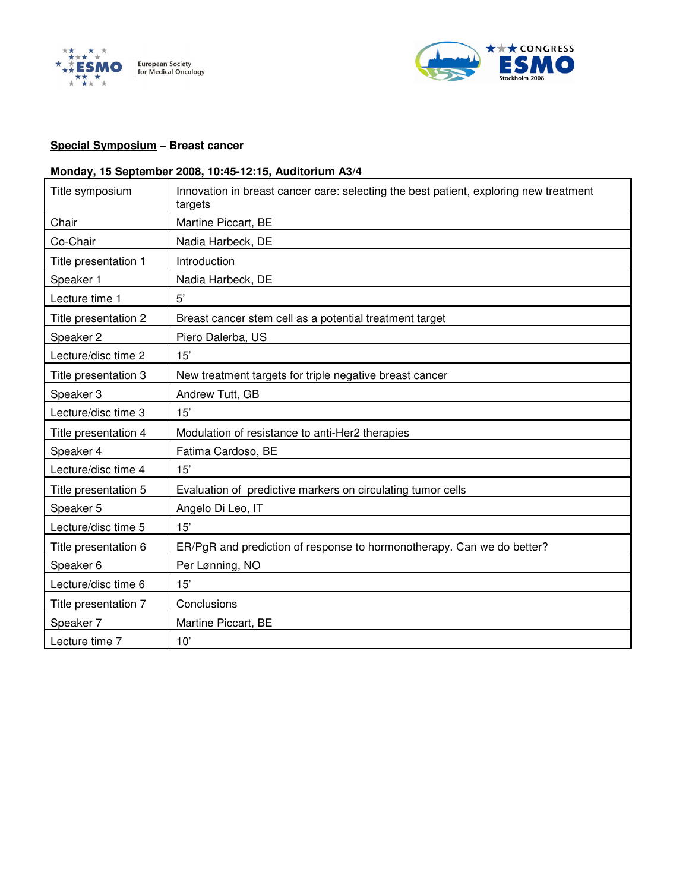**Special Symposium – Breast cancer**

**Monday, 15 September 2008, 10:45-12:15, Auditorium A3/4**

| Title symposium | Innovation in breast cancer care: selecting the best patient, exploring new treatment targets |
|---|---|
| Chair | Martine Piccart, BE |
| Co-Chair | Nadia Harbeck, DE |
| Title presentation 1 | Introduction |
| Speaker 1 | Nadia Harbeck, DE |
| Lecture time 1 | 5' |
| Title presentation 2 | Breast cancer stem cell as a potential treatment target |
| Speaker 2 | Piero Dalerba, US |
| Lecture/disc time 2 | 15' |
| Title presentation 3 | New treatment targets for triple negative breast cancer |
| Speaker 3 | Andrew Tutt, GB |
| Lecture/disc time 3 | 15' |
| Title presentation 4 | Modulation of resistance to anti-Her2 therapies |
| Speaker 4 | Fatima Cardoso, BE |
| Lecture/disc time 4 | 15' |
| Title presentation 5 | Evaluation of predictive markers on circulating tumor cells |
| Speaker 5 | Angelo Di Leo, IT |
| Lecture/disc time 5 | 15' |
| Title presentation 6 | ER/PgR and prediction of response to hormonotherapy. Can we do better? |
| Speaker 6 | Per Lønning, NO |
| Lecture/disc time 6 | 15' |
| Title presentation 7 | Conclusions |
| Speaker 7 | Martine Piccart, BE |
| Lecture time 7 | 10' |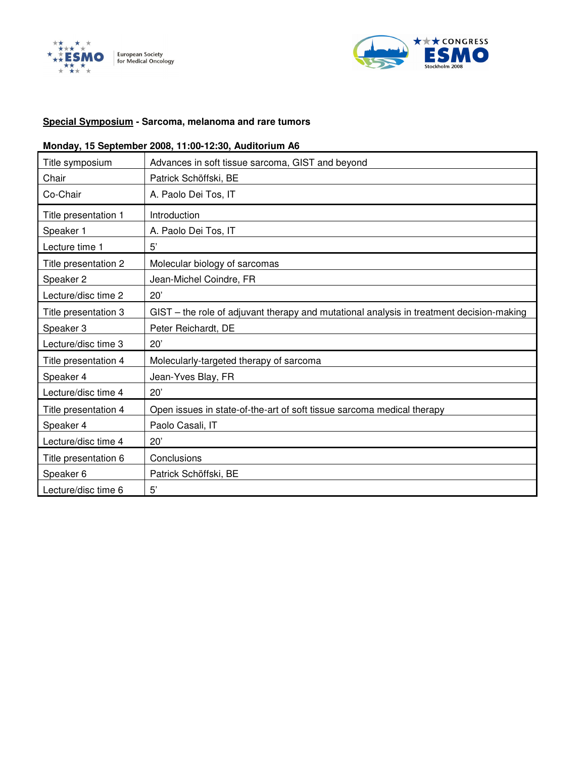**Special Symposium - Sarcoma, melanoma and rare tumors**

**Monday, 15 September 2008, 11:00-12:30, Auditorium A6**

| Title symposium | Advances in soft tissue sarcoma, GIST and beyond |
|---|---|
| Chair | Patrick Schöffski, BE |
| Co-Chair | A. Paolo Dei Tos, IT |
| Title presentation 1 | Introduction |
| Speaker 1 | A. Paolo Dei Tos, IT |
| Lecture time 1 | 5' |
| Title presentation 2 | Molecular biology of sarcomas |
| Speaker 2 | Jean-Michel Coindre, FR |
| Lecture/disc time 2 | 20' |
| Title presentation 3 | GIST – the role of adjuvant therapy and mutational analysis in treatment decision-making |
| Speaker 3 | Peter Reichardt, DE |
| Lecture/disc time 3 | 20' |
| Title presentation 4 | Molecularly-targeted therapy of sarcoma |
| Speaker 4 | Jean-Yves Blay, FR |
| Lecture/disc time 4 | 20' |
| Title presentation 4 | Open issues in state-of-the-art of soft tissue sarcoma medical therapy |
| Speaker 4 | Paolo Casali, IT |
| Lecture/disc time 4 | 20' |
| Title presentation 6 | Conclusions |
| Speaker 6 | Patrick Schöffski, BE |
| Lecture/disc time 6 | 5' |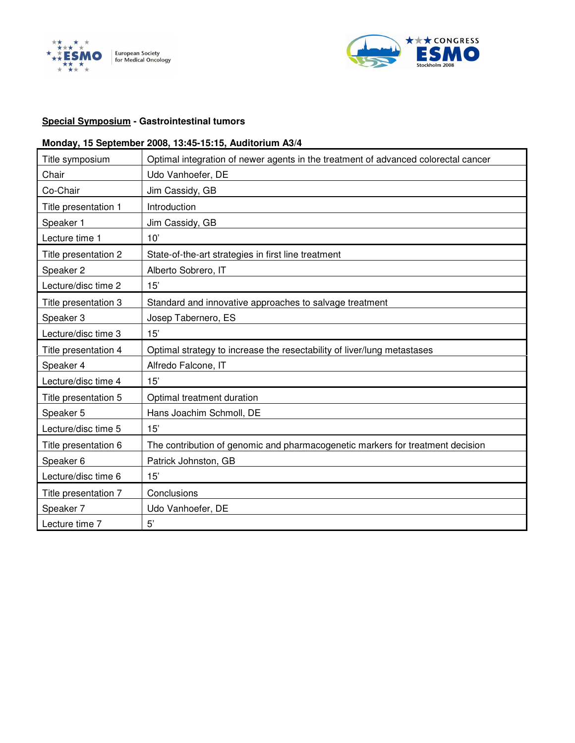**Special Symposium** - **Gastrointestinal tumors**

**Monday, 15 September 2008, 13:45-15:15, Auditorium A3/4**

| Title symposium | Optimal integration of newer agents in the treatment of advanced colorectal cancer |
|---|---|
| Chair | Udo Vanhoefer, DE |
| Co-Chair | Jim Cassidy, GB |
| Title presentation 1 | Introduction |
| Speaker 1 | Jim Cassidy, GB |
| Lecture time 1 | 10' |
| Title presentation 2 | State-of-the-art strategies in first line treatment |
| Speaker 2 | Alberto Sobrero, IT |
| Lecture/disc time 2 | 15' |
| Title presentation 3 | Standard and innovative approaches to salvage treatment |
| Speaker 3 | Josep Tabernero, ES |
| Lecture/disc time 3 | 15' |
| Title presentation 4 | Optimal strategy to increase the resectability of liver/lung metastases |
| Speaker 4 | Alfredo Falcone, IT |
| Lecture/disc time 4 | 15' |
| Title presentation 5 | Optimal treatment duration |
| Speaker 5 | Hans Joachim Schmoll, DE |
| Lecture/disc time 5 | 15' |
| Title presentation 6 | The contribution of genomic and pharmacogenetic markers for treatment decision |
| Speaker 6 | Patrick Johnston, GB |
| Lecture/disc time 6 | 15' |
| Title presentation 7 | Conclusions |
| Speaker 7 | Udo Vanhoefer, DE |
| Lecture time 7 | 5' |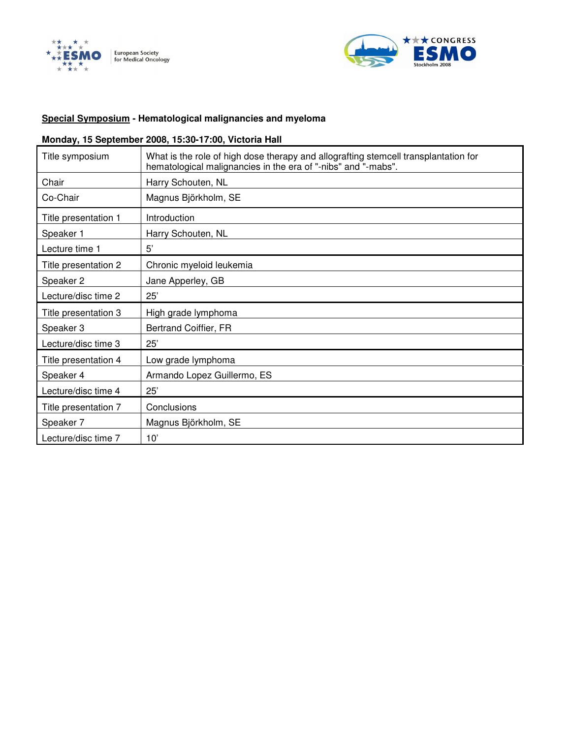**Special Symposium - Hematological malignancies and myeloma**

**Monday, 15 September 2008, 15:30-17:00, Victoria Hall**

| | |
|---|---|
| Title symposium | What is the role of high dose therapy and allografting stemcell transplantation for hematological malignancies in the era of "-nibs" and "-mabs". |
| Chair | Harry Schouten, NL |
| Co-Chair | Magnus Björkholm, SE |
| Title presentation 1 | Introduction |
| Speaker 1 | Harry Schouten, NL |
| Lecture time 1 | 5' |
| Title presentation 2 | Chronic myeloid leukemia |
| Speaker 2 | Jane Apperley, GB |
| Lecture/disc time 2 | 25' |
| Title presentation 3 | High grade lymphoma |
| Speaker 3 | Bertrand Coiffier, FR |
| Lecture/disc time 3 | 25' |
| Title presentation 4 | Low grade lymphoma |
| Speaker 4 | Armando Lopez Guillermo, ES |
| Lecture/disc time 4 | 25' |
| Title presentation 7 | Conclusions |
| Speaker 7 | Magnus Björkholm, SE |
| Lecture/disc time 7 | 10' |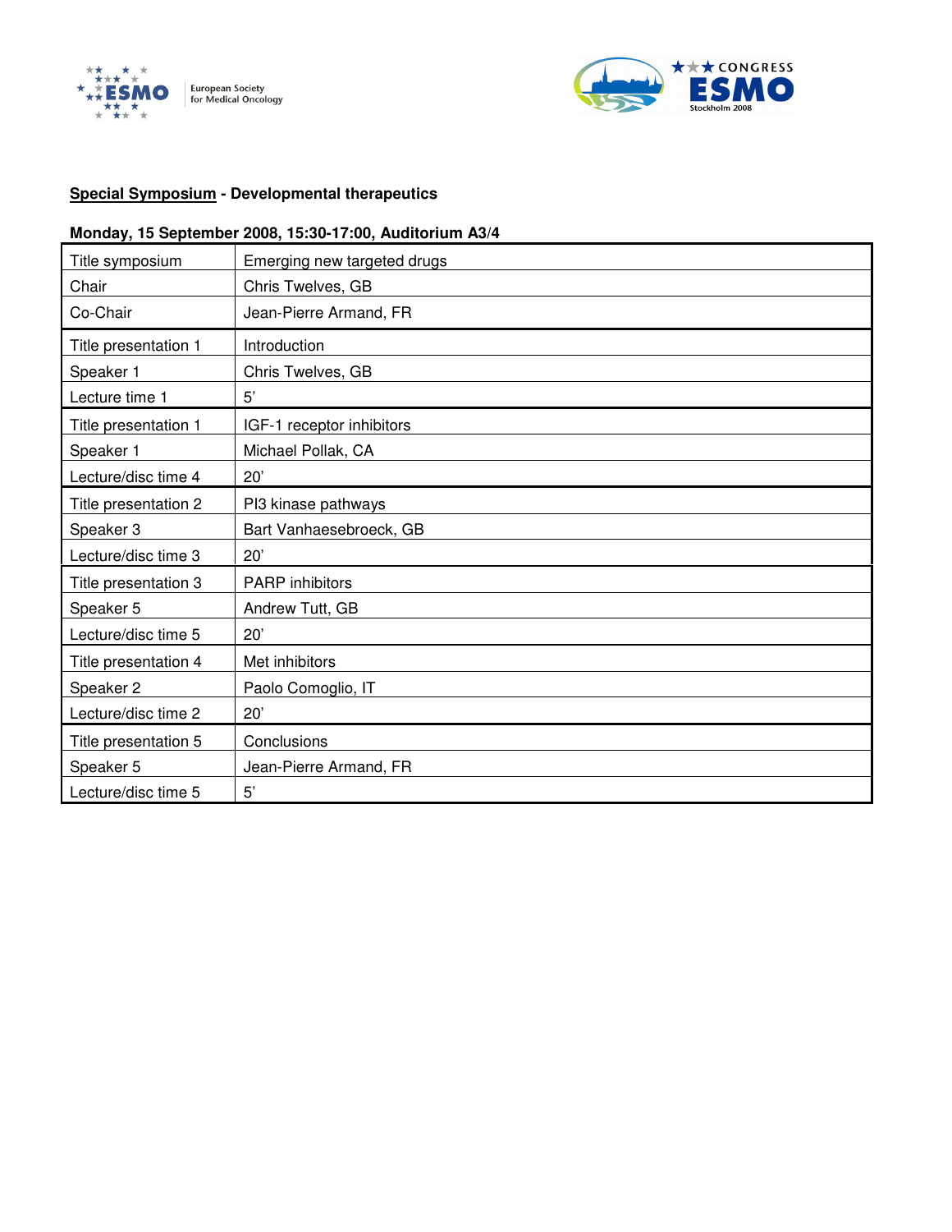**Special Symposium** - **Developmental therapeutics**

**Monday, 15 September 2008, 15:30-17:00, Auditorium A3/4**

| Title symposium | Emerging new targeted drugs |
|---|---|
| Chair | Chris Twelves, GB |
| Co-Chair | Jean-Pierre Armand, FR |
| Title presentation 1 | Introduction |
| Speaker 1 | Chris Twelves, GB |
| Lecture time 1 | 5' |
| Title presentation 1 | IGF-1 receptor inhibitors |
| Speaker 1 | Michael Pollak, CA |
| Lecture/disc time 4 | 20' |
| Title presentation 2 | PI3 kinase pathways |
| Speaker 3 | Bart Vanhaesebroeck, GB |
| Lecture/disc time 3 | 20' |
| Title presentation 3 | PARP inhibitors |
| Speaker 5 | Andrew Tutt, GB |
| Lecture/disc time 5 | 20' |
| Title presentation 4 | Met inhibitors |
| Speaker 2 | Paolo Comoglio, IT |
| Lecture/disc time 2 | 20' |
| Title presentation 5 | Conclusions |
| Speaker 5 | Jean-Pierre Armand, FR |
| Lecture/disc time 5 | 5' |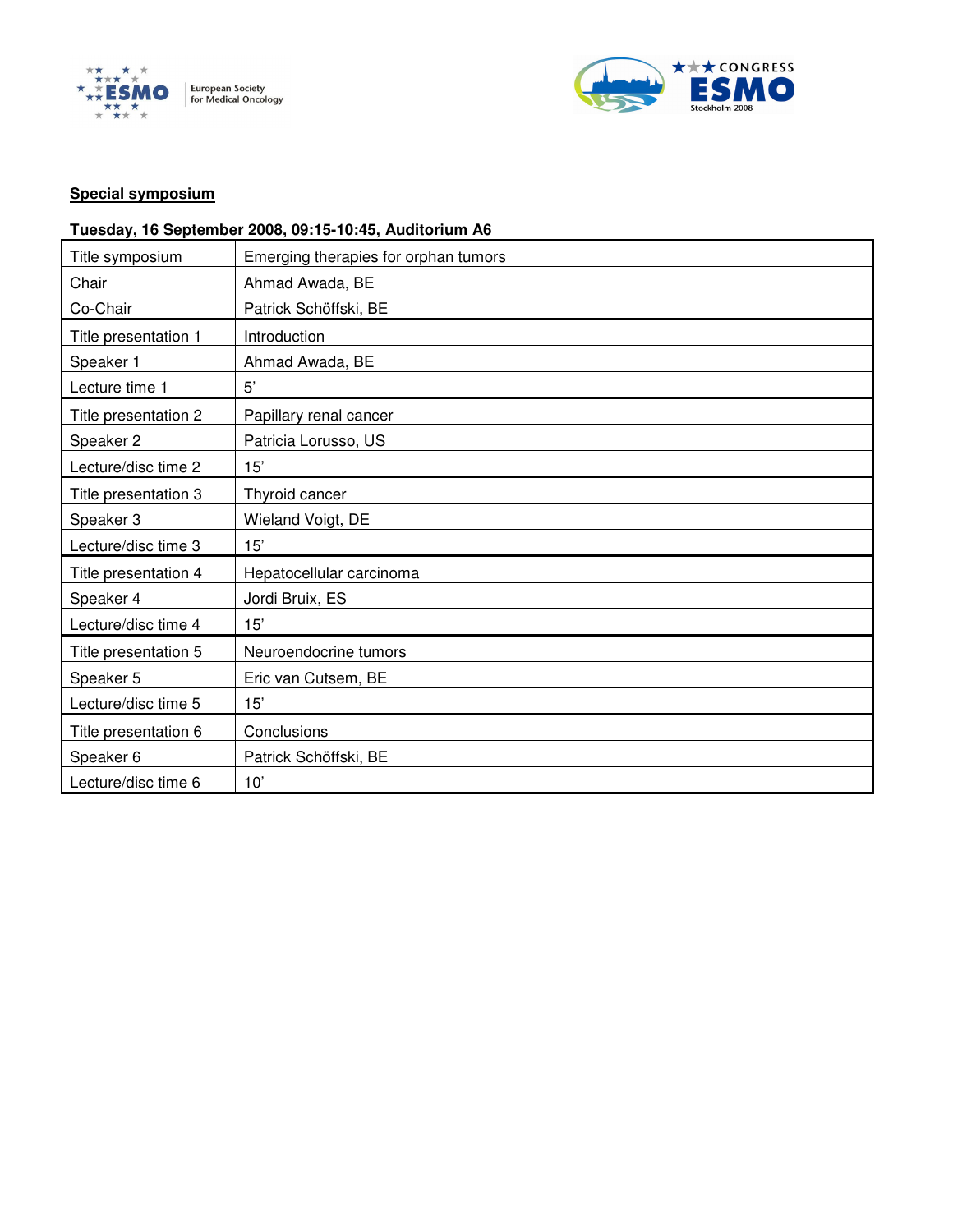**Special symposium**

**Tuesday, 16 September 2008, 09:15-10:45, Auditorium A6**

| Title symposium | Emerging therapies for orphan tumors |
|---|---|
| Chair | Ahmad Awada, BE |
| Co-Chair | Patrick Schöffski, BE |
| Title presentation 1 | Introduction |
| Speaker 1 | Ahmad Awada, BE |
| Lecture time 1 | 5' |
| Title presentation 2 | Papillary renal cancer |
| Speaker 2 | Patricia Lorusso, US |
| Lecture/disc time 2 | 15' |
| Title presentation 3 | Thyroid cancer |
| Speaker 3 | Wieland Voigt, DE |
| Lecture/disc time 3 | 15' |
| Title presentation 4 | Hepatocellular carcinoma |
| Speaker 4 | Jordi Bruix, ES |
| Lecture/disc time 4 | 15' |
| Title presentation 5 | Neuroendocrine tumors |
| Speaker 5 | Eric van Cutsem, BE |
| Lecture/disc time 5 | 15' |
| Title presentation 6 | Conclusions |
| Speaker 6 | Patrick Schöffski, BE |
| Lecture/disc time 6 | 10' |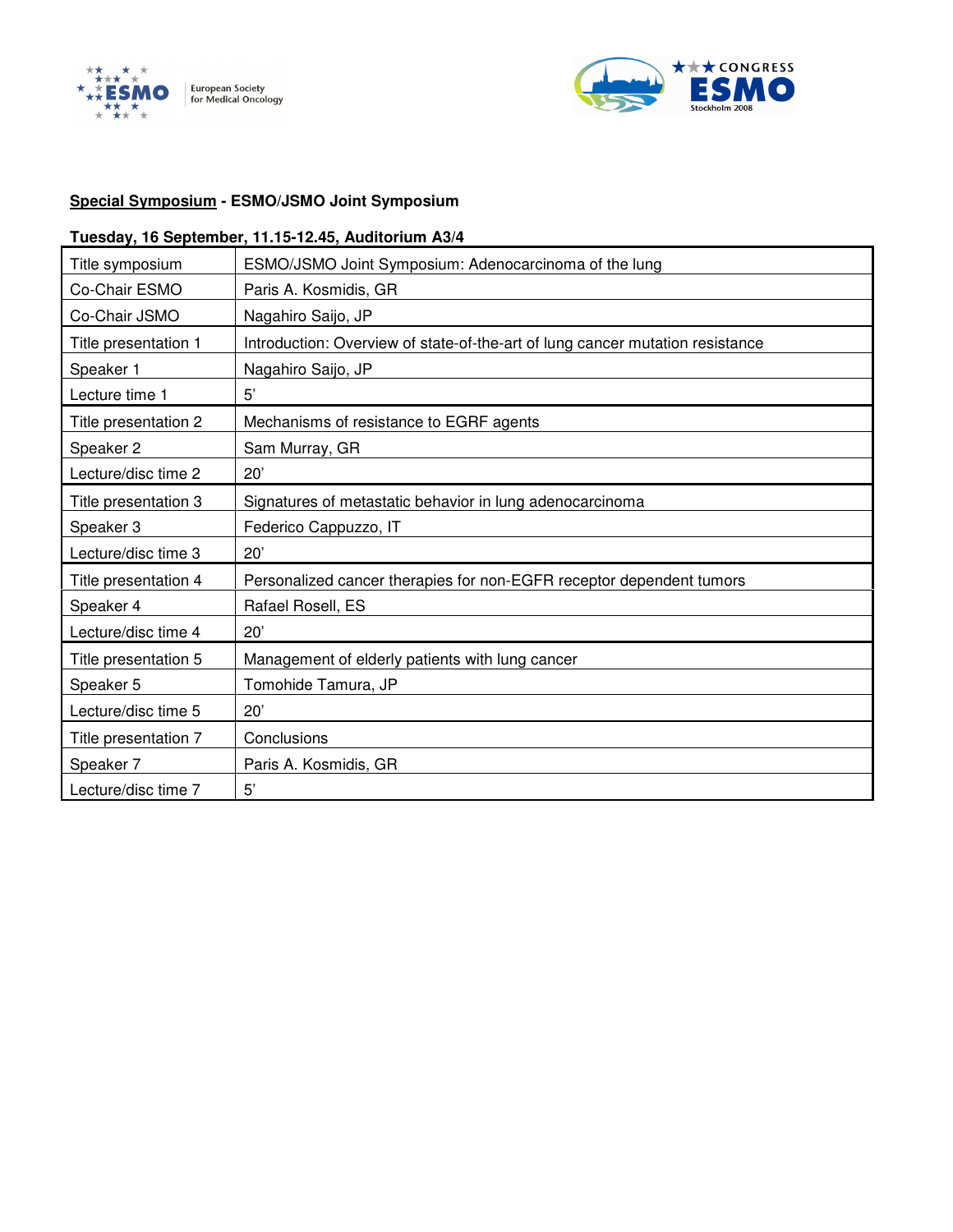**Special Symposium - ESMO/JSMO Joint Symposium**

**Tuesday, 16 September, 11.15-12.45, Auditorium A3/4**

| | |
|---|---|
| Title symposium | ESMO/JSMO Joint Symposium: Adenocarcinoma of the lung |
| Co-Chair ESMO | Paris A. Kosmidis, GR |
| Co-Chair JSMO | Nagahiro Saijo, JP |
| Title presentation 1 | Introduction: Overview of state-of-the-art of lung cancer mutation resistance |
| Speaker 1 | Nagahiro Saijo, JP |
| Lecture time 1 | 5' |
| Title presentation 2 | Mechanisms of resistance to EGRF agents |
| Speaker 2 | Sam Murray, GR |
| Lecture/disc time 2 | 20' |
| Title presentation 3 | Signatures of metastatic behavior in lung adenocarcinoma |
| Speaker 3 | Federico Cappuzzo, IT |
| Lecture/disc time 3 | 20' |
| Title presentation 4 | Personalized cancer therapies for non-EGFR receptor dependent tumors |
| Speaker 4 | Rafael Rosell, ES |
| Lecture/disc time 4 | 20' |
| Title presentation 5 | Management of elderly patients with lung cancer |
| Speaker 5 | Tomohide Tamura, JP |
| Lecture/disc time 5 | 20' |
| Title presentation 7 | Conclusions |
| Speaker 7 | Paris A. Kosmidis, GR |
| Lecture/disc time 7 | 5' |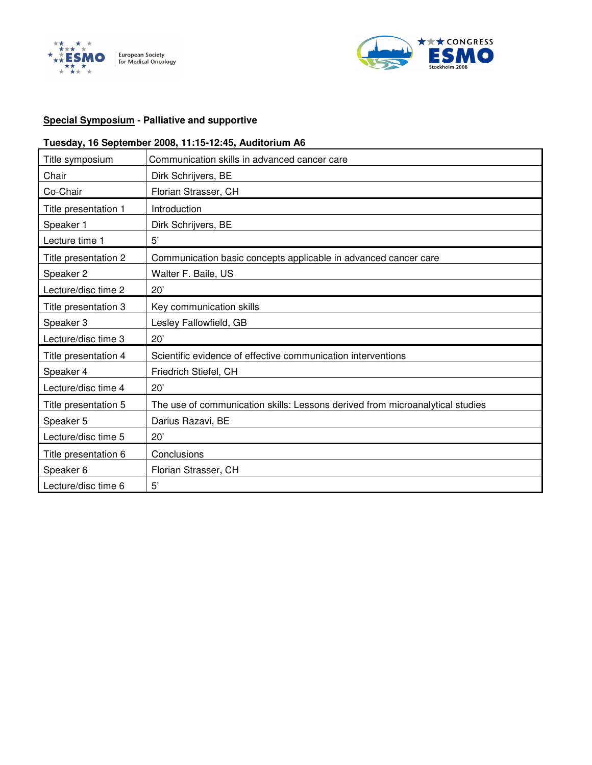**Special Symposium** - **Palliative and supportive**

**Tuesday, 16 September 2008, 11:15-12:45, Auditorium A6**

| Title symposium | Communication skills in advanced cancer care |
|---|---|
| Chair | Dirk Schrijvers, BE |
| Co-Chair | Florian Strasser, CH |
| Title presentation 1 | Introduction |
| Speaker 1 | Dirk Schrijvers, BE |
| Lecture time 1 | 5' |
| Title presentation 2 | Communication basic concepts applicable in advanced cancer care |
| Speaker 2 | Walter F. Baile, US |
| Lecture/disc time 2 | 20' |
| Title presentation 3 | Key communication skills |
| Speaker 3 | Lesley Fallowfield, GB |
| Lecture/disc time 3 | 20' |
| Title presentation 4 | Scientific evidence of effective communication interventions |
| Speaker 4 | Friedrich Stiefel, CH |
| Lecture/disc time 4 | 20' |
| Title presentation 5 | The use of communication skills: Lessons derived from microanalytical studies |
| Speaker 5 | Darius Razavi, BE |
| Lecture/disc time 5 | 20' |
| Title presentation 6 | Conclusions |
| Speaker 6 | Florian Strasser, CH |
| Lecture/disc time 6 | 5' |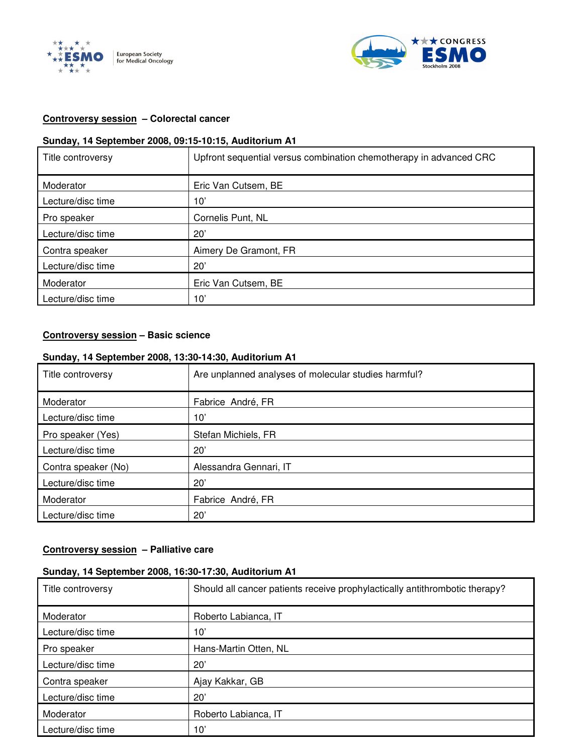**Controversy session** – Colorectal cancer

**Sunday, 14 September 2008, 09:15-10:15, Auditorium A1**

| Title controversy | Upfront sequential versus combination chemotherapy in advanced CRC |
|---|---|
| Moderator | Eric Van Cutsem, BE |
| Lecture/disc time | 10’ |
| Pro speaker | Cornelis Punt, NL |
| Lecture/disc time | 20’ |
| Contra speaker | Aimery De Gramont, FR |
| Lecture/disc time | 20’ |
| Moderator | Eric Van Cutsem, BE |
| Lecture/disc time | 10’ |

**Controversy session** – Basic science

**Sunday, 14 September 2008, 13:30-14:30, Auditorium A1**

| Title controversy | Are unplanned analyses of molecular studies harmful? |
|---|---|
| Moderator | Fabrice André, FR |
| Lecture/disc time | 10’ |
| Pro speaker (Yes) | Stefan Michiels, FR |
| Lecture/disc time | 20’ |
| Contra speaker (No) | Alessandra Gennari, IT |
| Lecture/disc time | 20’ |
| Moderator | Fabrice André, FR |
| Lecture/disc time | 20’ |

**Controversy session** – Palliative care

**Sunday, 14 September 2008, 16:30-17:30, Auditorium A1**

| Title controversy | Should all cancer patients receive prophylactically antithrombotic therapy? |
|---|---|
| Moderator | Roberto Labianca, IT |
| Lecture/disc time | 10’ |
| Pro speaker | Hans-Martin Otten, NL |
| Lecture/disc time | 20’ |
| Contra speaker | Ajay Kakkar, GB |
| Lecture/disc time | 20’ |
| Moderator | Roberto Labianca, IT |
| Lecture/disc time | 10’ |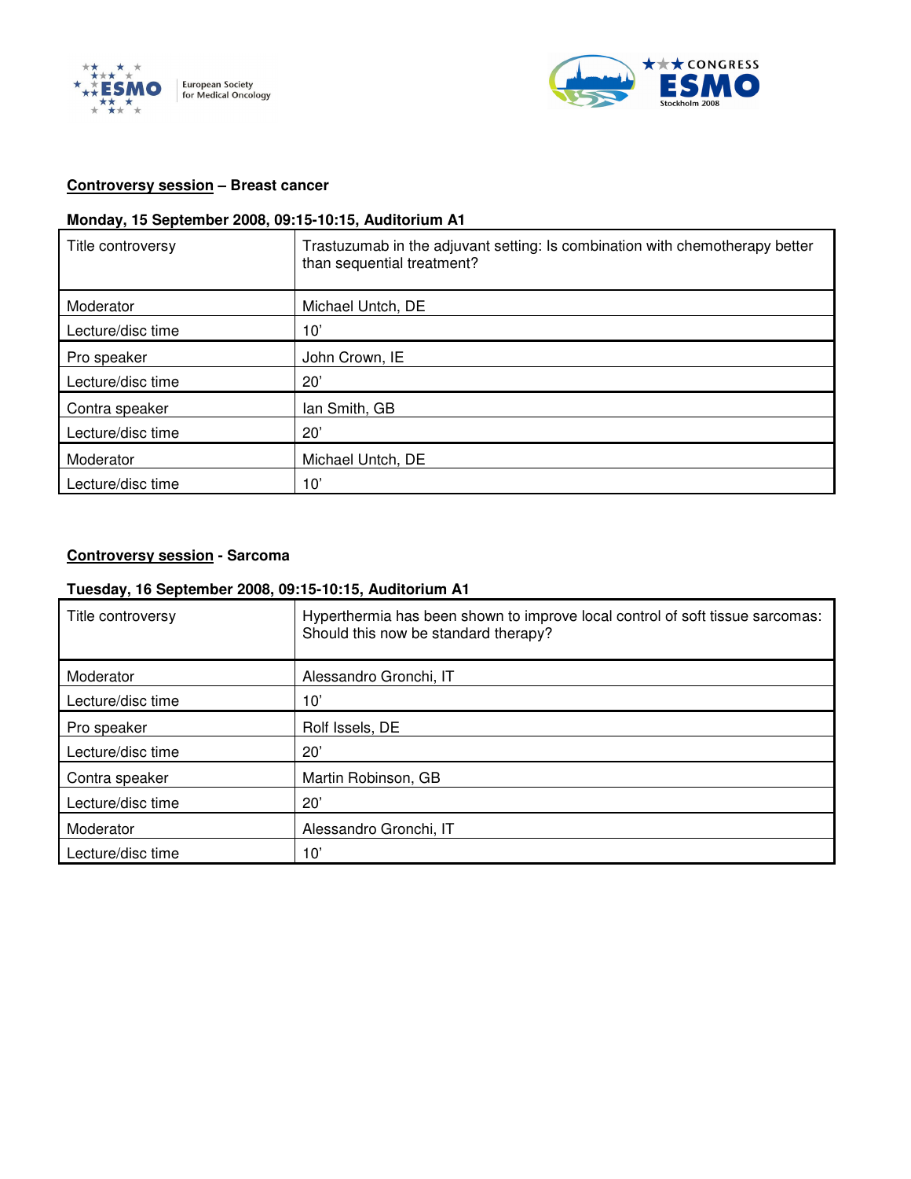**Controversy session – Breast cancer**

**Monday, 15 September 2008, 09:15-10:15, Auditorium A1**

| Title controversy | Trastuzumab in the adjuvant setting: Is combination with chemotherapy better than sequential treatment? |
|---|---|
| Moderator | Michael Untch, DE |
| Lecture/disc time | 10’ |
| Pro speaker | John Crown, IE |
| Lecture/disc time | 20’ |
| Contra speaker | Ian Smith, GB |
| Lecture/disc time | 20’ |
| Moderator | Michael Untch, DE |
| Lecture/disc time | 10’ |

**Controversy session - Sarcoma**

**Tuesday, 16 September 2008, 09:15-10:15, Auditorium A1**

| Title controversy | Hyperthermia has been shown to improve local control of soft tissue sarcomas: Should this now be standard therapy? |
|---|---|
| Moderator | Alessandro Gronchi, IT |
| Lecture/disc time | 10’ |
| Pro speaker | Rolf Issels, DE |
| Lecture/disc time | 20’ |
| Contra speaker | Martin Robinson, GB |
| Lecture/disc time | 20’ |
| Moderator | Alessandro Gronchi, IT |
| Lecture/disc time | 10’ |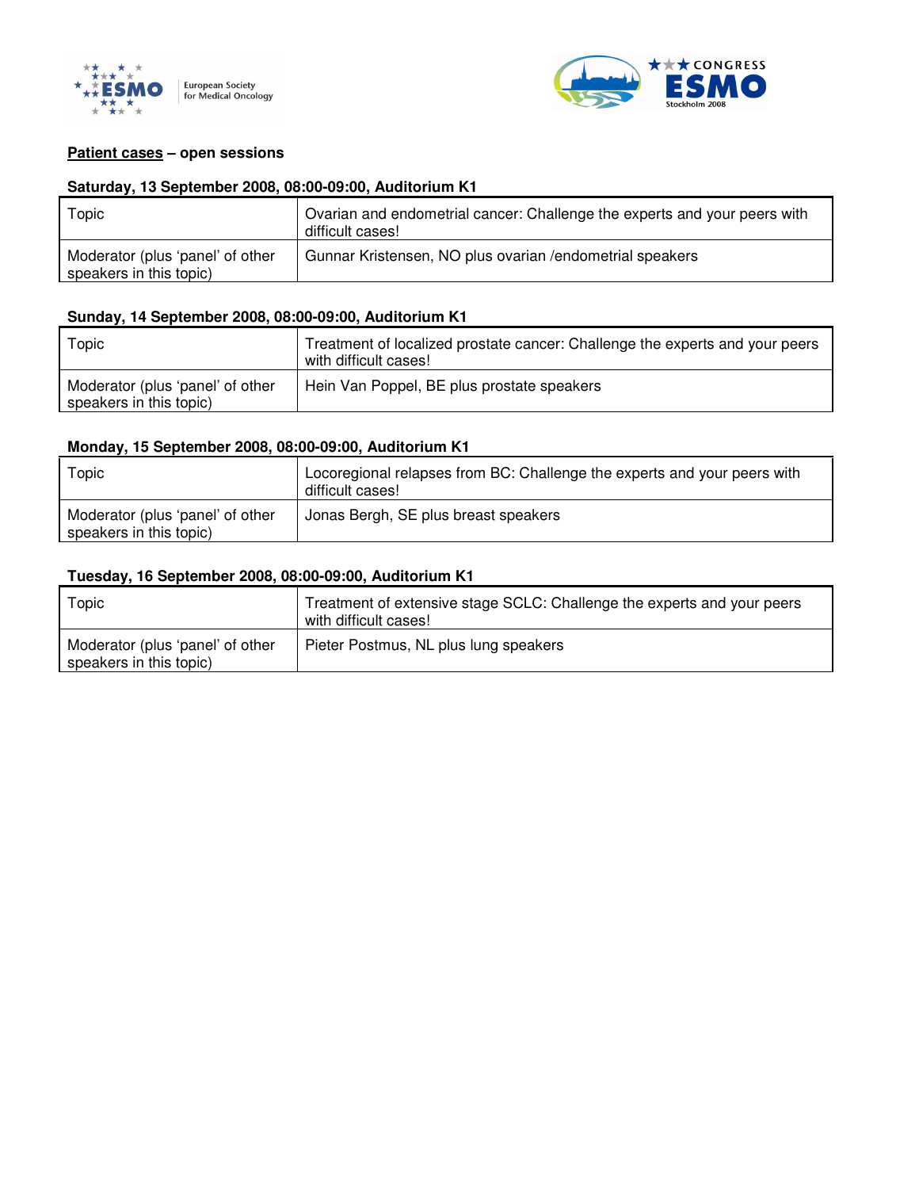**Patient cases – open sessions**

**Saturday, 13 September 2008, 08:00-09:00, Auditorium K1**

| Topic | Ovarian and endometrial cancer: Challenge the experts and your peers with difficult cases! |
|---|---|
| Moderator (plus 'panel' of other speakers in this topic) | Gunnar Kristensen, NO plus ovarian /endometrial speakers |

**Sunday, 14 September 2008, 08:00-09:00, Auditorium K1**

| Topic | Treatment of localized prostate cancer: Challenge the experts and your peers with difficult cases! |
|---|---|
| Moderator (plus 'panel' of other speakers in this topic) | Hein Van Poppel, BE plus prostate speakers |

**Monday, 15 September 2008, 08:00-09:00, Auditorium K1**

| Topic | Locoregional relapses from BC: Challenge the experts and your peers with difficult cases! |
|---|---|
| Moderator (plus 'panel' of other speakers in this topic) | Jonas Bergh, SE plus breast speakers |

**Tuesday, 16 September 2008, 08:00-09:00, Auditorium K1**

| Topic | Treatment of extensive stage SCLC: Challenge the experts and your peers with difficult cases! |
|---|---|
| Moderator (plus 'panel' of other speakers in this topic) | Pieter Postmus, NL plus lung speakers |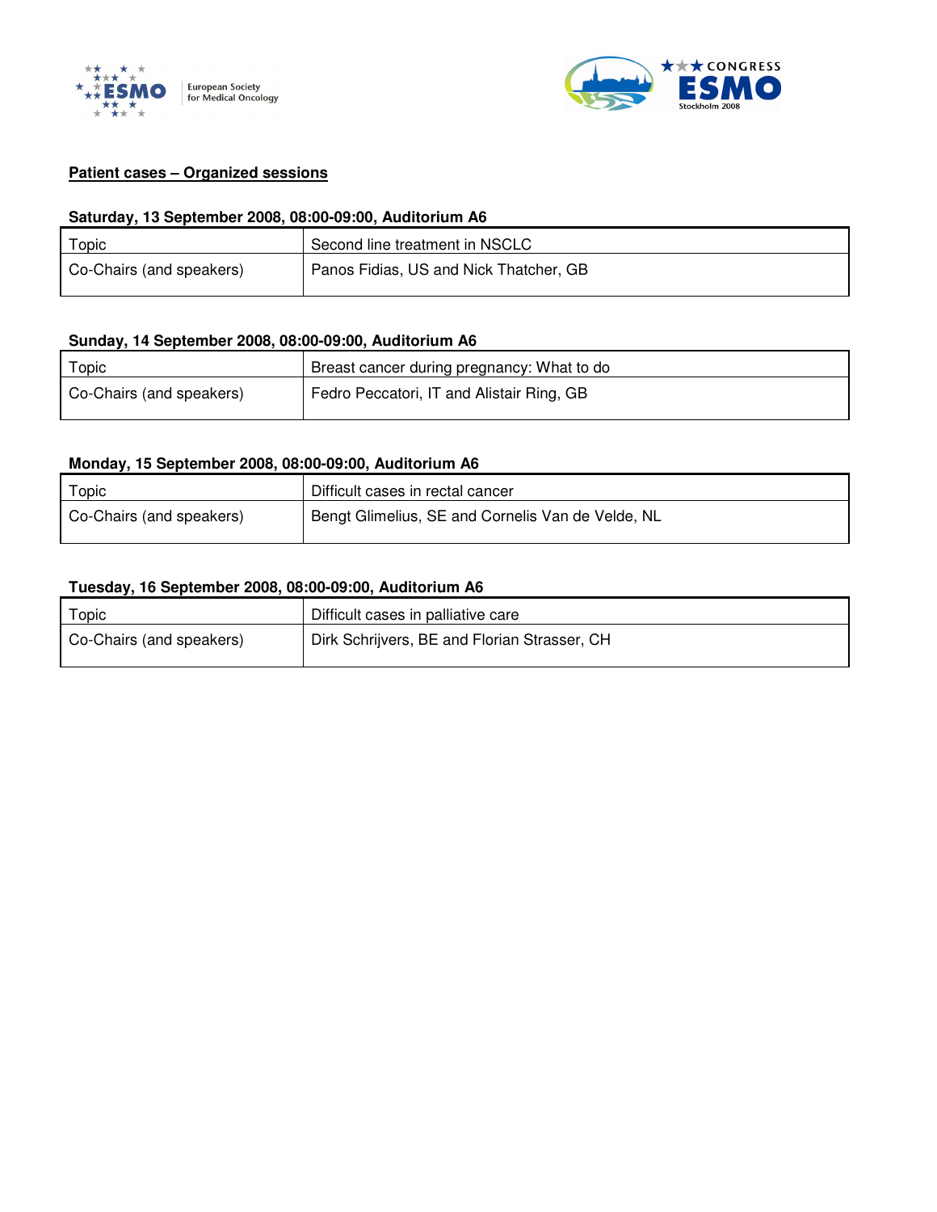## Patient cases – Organized sessions

### Saturday, 13 September 2008, 08:00-09:00, Auditorium A6

| Topic | Second line treatment in NSCLC |
|---|---|
| Co-Chairs (and speakers) | Panos Fidias, US and Nick Thatcher, GB |

### Sunday, 14 September 2008, 08:00-09:00, Auditorium A6

| Topic | Breast cancer during pregnancy: What to do |
|---|---|
| Co-Chairs (and speakers) | Fedro Peccatori, IT and Alistair Ring, GB |

### Monday, 15 September 2008, 08:00-09:00, Auditorium A6

| Topic | Difficult cases in rectal cancer |
|---|---|
| Co-Chairs (and speakers) | Bengt Glimelius, SE and Cornelis Van de Velde, NL |

### Tuesday, 16 September 2008, 08:00-09:00, Auditorium A6

| Topic | Difficult cases in palliative care |
|---|---|
| Co-Chairs (and speakers) | Dirk Schrijvers, BE and Florian Strasser, CH |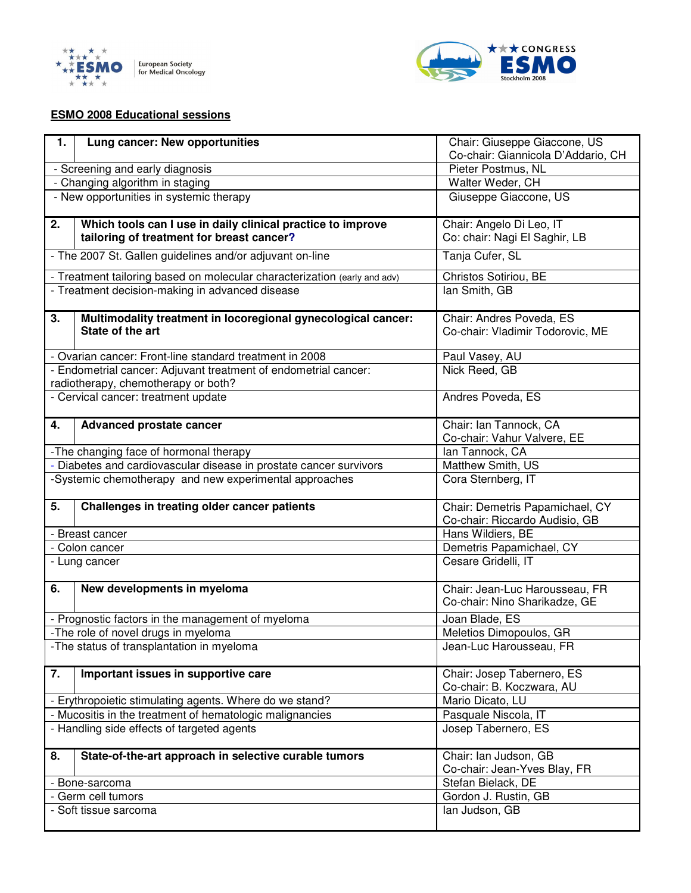## ESMO 2008 Educational sessions

| 1. Lung cancer: New opportunities | Chair: Giuseppe Giaccone, US<br>Co-chair: Giannicola D'Addario, CH |
|---|---|
| - Screening and early diagnosis | Pieter Postmus, NL |
| - Changing algorithm in staging | Walter Weder, CH |
| - New opportunities in systemic therapy | Giuseppe Giaccone, US |
| **2. Which tools can I use in daily clinical practice to improve tailoring of treatment for breast cancer?** | Chair: Angelo Di Leo, IT<br>Co: chair: Nagi El Saghir, LB |
| - The 2007 St. Gallen guidelines and/or adjuvant on-line | Tanja Cufer, SL |
| - Treatment tailoring based on molecular characterization (early and adv) | Christos Sotiriou, BE |
| - Treatment decision-making in advanced disease | Ian Smith, GB |
| **3. Multimodality treatment in locoregional gynecological cancer: State of the art** | Chair: Andres Poveda, ES<br>Co-chair: Vladimir Todorovic, ME |
| - Ovarian cancer: Front-line standard treatment in 2008 | Paul Vasey, AU |
| - Endometrial cancer: Adjuvant treatment of endometrial cancer: radiotherapy, chemotherapy or both? | Nick Reed, GB |
| - Cervical cancer: treatment update | Andres Poveda, ES |
| **4. Advanced prostate cancer** | Chair: Ian Tannock, CA<br>Co-chair: Vahur Valvere, EE |
| -The changing face of hormonal therapy | Ian Tannock, CA |
| - Diabetes and cardiovascular disease in prostate cancer survivors | Matthew Smith, US |
| -Systemic chemotherapy and new experimental approaches | Cora Sternberg, IT |
| **5. Challenges in treating older cancer patients** | Chair: Demetris Papamichael, CY<br>Co-chair: Riccardo Audisio, GB |
| - Breast cancer | Hans Wildiers, BE |
| - Colon cancer | Demetris Papamichael, CY |
| - Lung cancer | Cesare Gridelli, IT |
| **6. New developments in myeloma** | Chair: Jean-Luc Harousseau, FR<br>Co-chair: Nino Sharikadze, GE |
| - Prognostic factors in the management of myeloma | Joan Blade, ES |
| -The role of novel drugs in myeloma | Meletios Dimopoulos, GR |
| -The status of transplantation in myeloma | Jean-Luc Harousseau, FR |
| **7. Important issues in supportive care** | Chair: Josep Tabernero, ES<br>Co-chair: B. Koczwara, AU |
| - Erythropoietic stimulating agents. Where do we stand? | Mario Dicato, LU |
| - Mucositis in the treatment of hematologic malignancies | Pasquale Niscola, IT |
| - Handling side effects of targeted agents | Josep Tabernero, ES |
| **8. State-of-the-art approach in selective curable tumors** | Chair: Ian Judson, GB<br>Co-chair: Jean-Yves Blay, FR |
| - Bone-sarcoma | Stefan Bielack, DE |
| - Germ cell tumors | Gordon J. Rustin, GB |
| - Soft tissue sarcoma | Ian Judson, GB |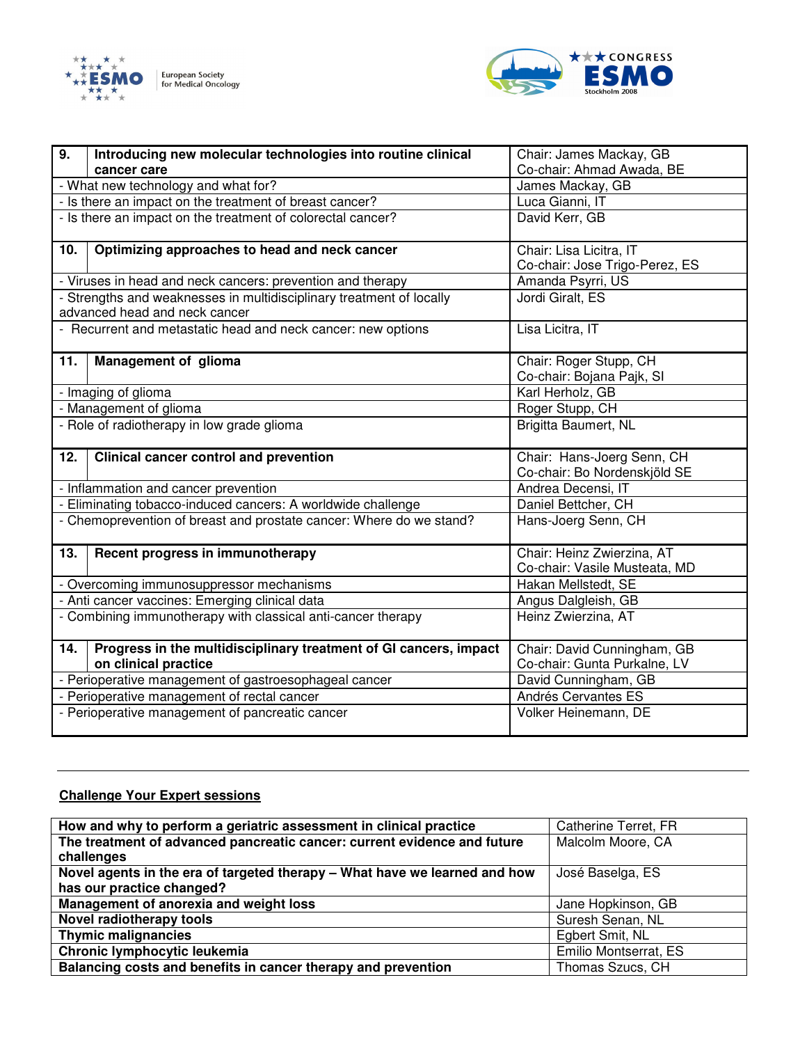| 9. Introducing new molecular technologies into routine clinical cancer care | Chair: James Mackay, GB<br>Co-chair: Ahmad Awada, BE |
|---|---|
| - What new technology and what for? | James Mackay, GB |
| - Is there an impact on the treatment of breast cancer? | Luca Gianni, IT |
| - Is there an impact on the treatment of colorectal cancer? | David Kerr, GB |
| **10. Optimizing approaches to head and neck cancer** | Chair: Lisa Licitra, IT<br>Co-chair: Jose Trigo-Perez, ES |
| - Viruses in head and neck cancers: prevention and therapy | Amanda Psyrri, US |
| - Strengths and weaknesses in multidisciplinary treatment of locally advanced head and neck cancer | Jordi Giralt, ES |
| - Recurrent and metastatic head and neck cancer: new options | Lisa Licitra, IT |
| **11. Management of glioma** | Chair: Roger Stupp, CH<br>Co-chair: Bojana Pajk, SI |
| - Imaging of glioma | Karl Herholz, GB |
| - Management of glioma | Roger Stupp, CH |
| - Role of radiotherapy in low grade glioma | Brigitta Baumert, NL |
| **12. Clinical cancer control and prevention** | Chair: Hans-Joerg Senn, CH<br>Co-chair: Bo Nordenskjöld SE |
| - Inflammation and cancer prevention | Andrea Decensi, IT |
| - Eliminating tobacco-induced cancers: A worldwide challenge | Daniel Bettcher, CH |
| - Chemoprevention of breast and prostate cancer: Where do we stand? | Hans-Joerg Senn, CH |
| **13. Recent progress in immunotherapy** | Chair: Heinz Zwierzina, AT<br>Co-chair: Vasile Musteata, MD |
| - Overcoming immunosuppressor mechanisms | Hakan Mellstedt, SE |
| - Anti cancer vaccines: Emerging clinical data | Angus Dalgleish, GB |
| - Combining immunotherapy with classical anti-cancer therapy | Heinz Zwierzina, AT |
| **14. Progress in the multidisciplinary treatment of GI cancers, impact on clinical practice** | Chair: David Cunningham, GB<br>Co-chair: Gunta Purkalne, LV |
| - Perioperative management of gastroesophageal cancer | David Cunningham, GB |
| - Perioperative management of rectal cancer | Andrés Cervantes ES |
| - Perioperative management of pancreatic cancer | Volker Heinemann, DE |

**Challenge Your Expert sessions**

| **How and why to perform a geriatric assessment in clinical practice** | Catherine Terret, FR |
|---|---|
| **The treatment of advanced pancreatic cancer: current evidence and future challenges** | Malcolm Moore, CA |
| **Novel agents in the era of targeted therapy – What have we learned and how has our practice changed?** | José Baselga, ES |
| **Management of anorexia and weight loss** | Jane Hopkinson, GB |
| **Novel radiotherapy tools** | Suresh Senan, NL |
| **Thymic malignancies** | Egbert Smit, NL |
| **Chronic lymphocytic leukemia** | Emilio Montserrat, ES |
| **Balancing costs and benefits in cancer therapy and prevention** | Thomas Szucs, CH |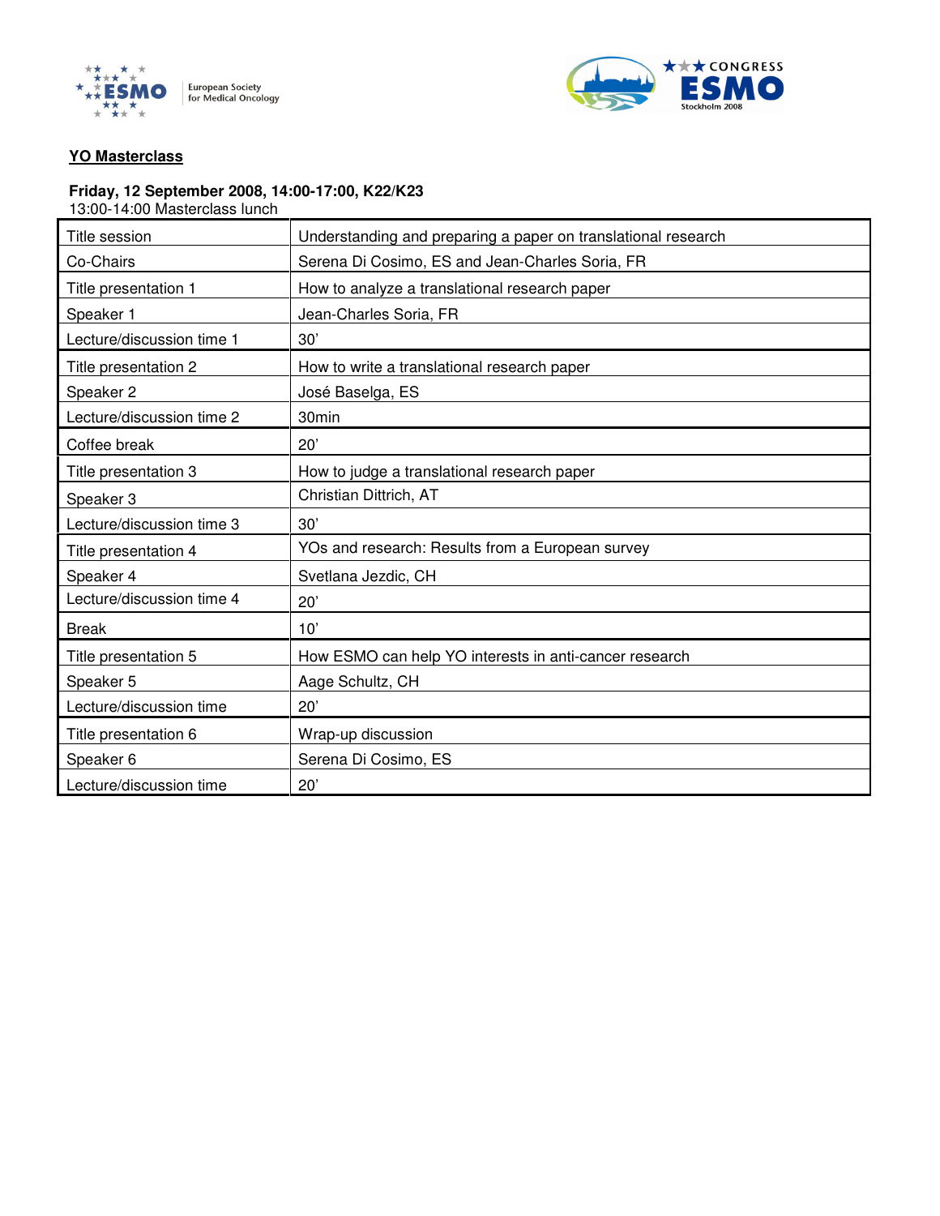**YO Masterclass**

**Friday, 12 September 2008, 14:00-17:00, K22/K23**
13:00-14:00 Masterclass lunch

| Title session | Understanding and preparing a paper on translational research |
|---|---|
| Co-Chairs | Serena Di Cosimo, ES and Jean-Charles Soria, FR |
| Title presentation 1 | How to analyze a translational research paper |
| Speaker 1 | Jean-Charles Soria, FR |
| Lecture/discussion time 1 | 30' |
| Title presentation 2 | How to write a translational research paper |
| Speaker 2 | José Baselga, ES |
| Lecture/discussion time 2 | 30min |
| Coffee break | 20' |
| Title presentation 3 | How to judge a translational research paper |
| Speaker 3 | Christian Dittrich, AT |
| Lecture/discussion time 3 | 30' |
| Title presentation 4 | YOs and research: Results from a European survey |
| Speaker 4 | Svetlana Jezdic, CH |
| Lecture/discussion time 4 | 20' |
| Break | 10' |
| Title presentation 5 | How ESMO can help YO interests in anti-cancer research |
| Speaker 5 | Aage Schultz, CH |
| Lecture/discussion time | 20' |
| Title presentation 6 | Wrap-up discussion |
| Speaker 6 | Serena Di Cosimo, ES |
| Lecture/discussion time | 20' |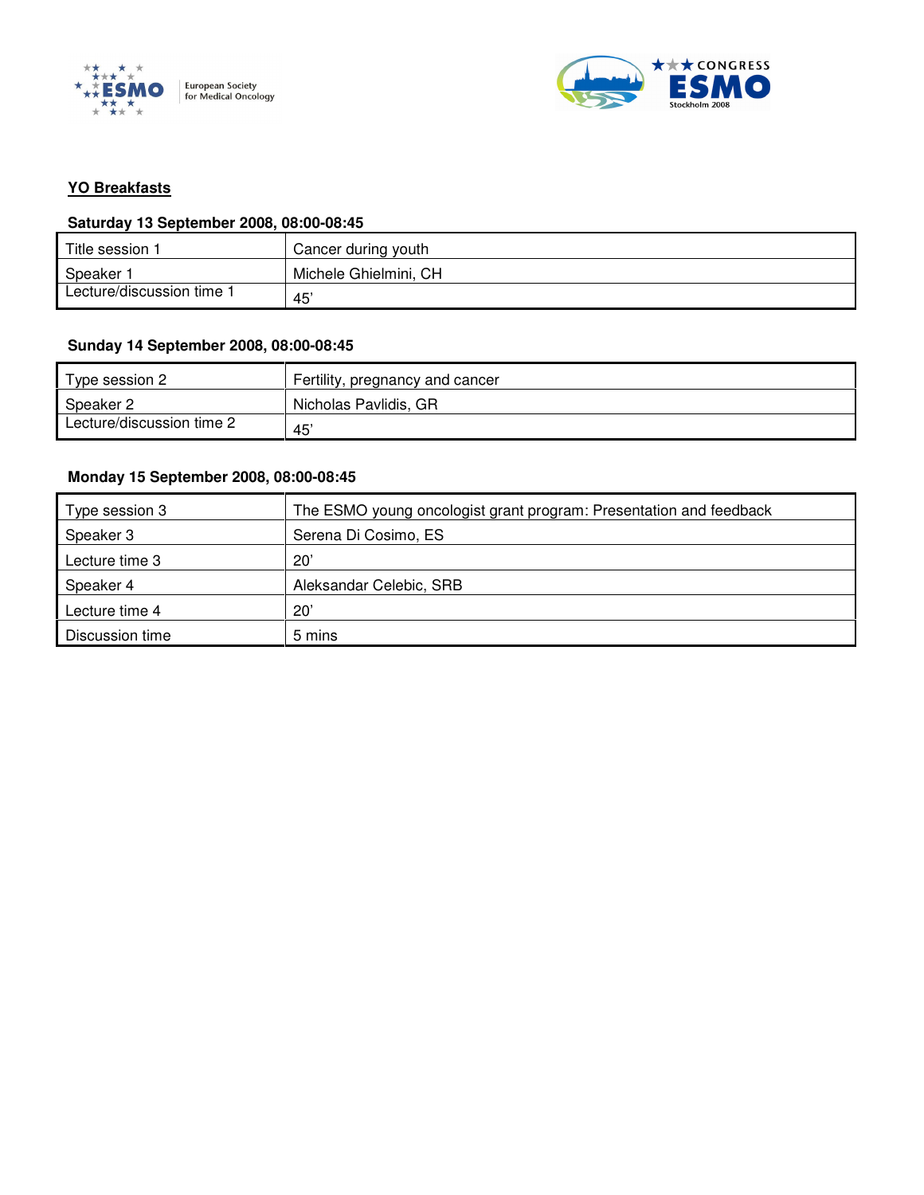## YO Breakfasts

**Saturday 13 September 2008, 08:00-08:45**

| Title session 1 | Cancer during youth |
|---|---|
| Speaker 1 | Michele Ghielmini, CH |
| Lecture/discussion time 1 | 45' |

**Sunday 14 September 2008, 08:00-08:45**

| Type session 2 | Fertility, pregnancy and cancer |
|---|---|
| Speaker 2 | Nicholas Pavlidis, GR |
| Lecture/discussion time 2 | 45' |

**Monday 15 September 2008, 08:00-08:45**

| Type session 3 | The ESMO young oncologist grant program: Presentation and feedback |
|---|---|
| Speaker 3 | Serena Di Cosimo, ES |
| Lecture time 3 | 20' |
| Speaker 4 | Aleksandar Celebic, SRB |
| Lecture time 4 | 20' |
| Discussion time | 5 mins |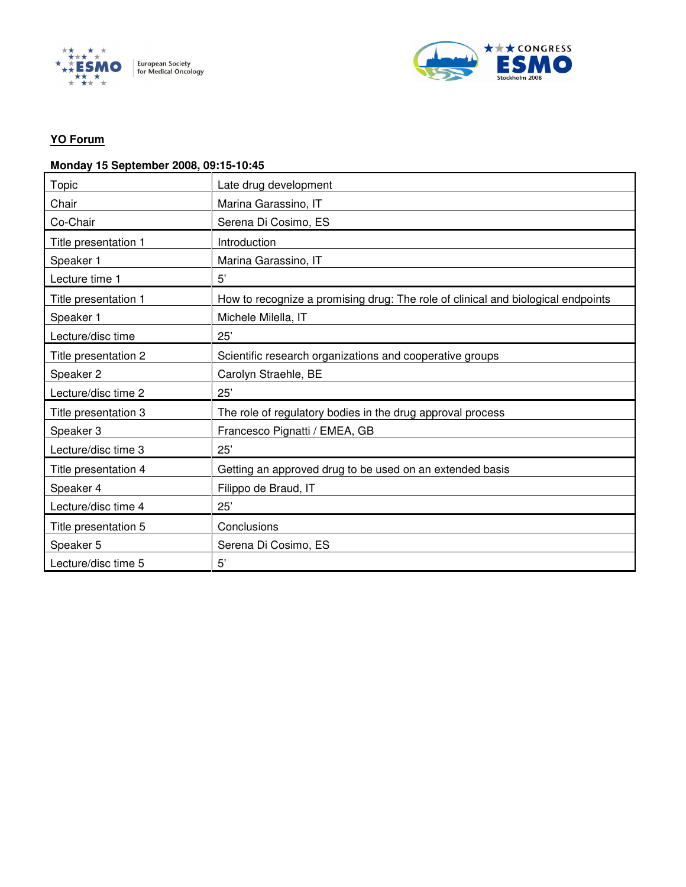## YO Forum

**Monday 15 September 2008, 09:15-10:45**

| | |
|---|---|
| Topic | Late drug development |
| Chair | Marina Garassino, IT |
| Co-Chair | Serena Di Cosimo, ES |
| Title presentation 1 | Introduction |
| Speaker 1 | Marina Garassino, IT |
| Lecture time 1 | 5' |
| Title presentation 1 | How to recognize a promising drug: The role of clinical and biological endpoints |
| Speaker 1 | Michele Milella, IT |
| Lecture/disc time | 25' |
| Title presentation 2 | Scientific research organizations and cooperative groups |
| Speaker 2 | Carolyn Straehle, BE |
| Lecture/disc time 2 | 25' |
| Title presentation 3 | The role of regulatory bodies in the drug approval process |
| Speaker 3 | Francesco Pignatti / EMEA, GB |
| Lecture/disc time 3 | 25' |
| Title presentation 4 | Getting an approved drug to be used on an extended basis |
| Speaker 4 | Filippo de Braud, IT |
| Lecture/disc time 4 | 25' |
| Title presentation 5 | Conclusions |
| Speaker 5 | Serena Di Cosimo, ES |
| Lecture/disc time 5 | 5' |